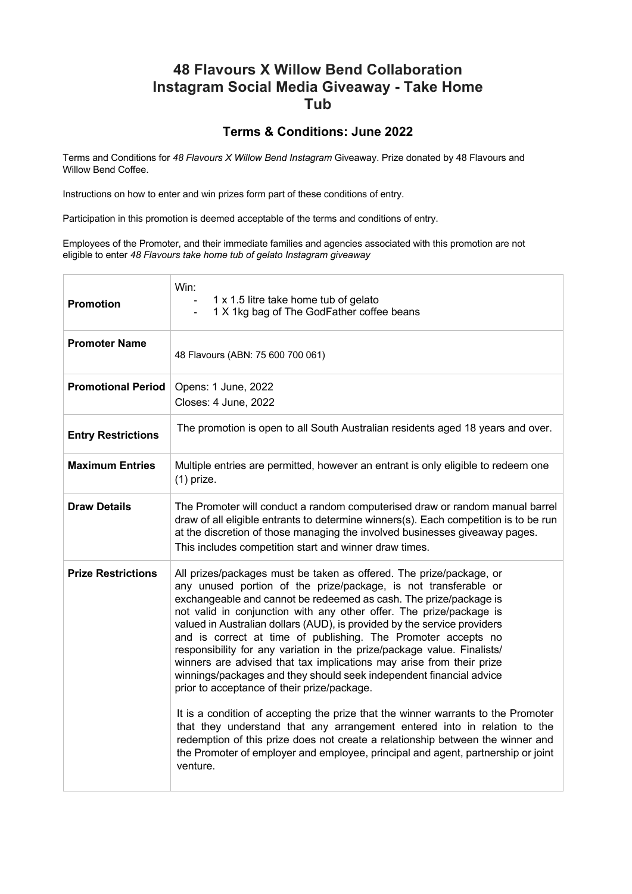# 48 Flavours X Willow Bend Collaboration Instagram Social Media Giveaway - Take Home Tub

## Terms & Conditions: June 2022

Terms and Conditions for *48 Flavours X Willow Bend Instagram* Giveaway. Prize donated by 48 Flavours and Willow Bend Coffee.

Instructions on how to enter and win prizes form part of these conditions of entry.

Participation in this promotion is deemed acceptable of the terms and conditions of entry.

Employees of the Promoter, and their immediate families and agencies associated with this promotion are not eligible to enter *48 Flavours take home tub of gelato Instagram giveaway*

| | |
|---|---|
| **Promotion** | Win:<br>- 1 x 1.5 litre take home tub of gelato<br>- 1 X 1kg bag of The GodFather coffee beans |
| **Promoter Name** | 48 Flavours (ABN: 75 600 700 061) |
| **Promotional Period** | Opens: 1 June, 2022<br>Closes: 4 June, 2022 |
| **Entry Restrictions** | The promotion is open to all South Australian residents aged 18 years and over. |
| **Maximum Entries** | Multiple entries are permitted, however an entrant is only eligible to redeem one (1) prize. |
| **Draw Details** | The Promoter will conduct a random computerised draw or random manual barrel draw of all eligible entrants to determine winners(s). Each competition is to be run at the discretion of those managing the involved businesses giveaway pages. This includes competition start and winner draw times. |
| **Prize Restrictions** | All prizes/packages must be taken as offered. The prize/package, or any unused portion of the prize/package, is not transferable or exchangeable and cannot be redeemed as cash. The prize/package is not valid in conjunction with any other offer. The prize/package is valued in Australian dollars (AUD), is provided by the service providers and is correct at time of publishing. The Promoter accepts no responsibility for any variation in the prize/package value. Finalists/ winners are advised that tax implications may arise from their prize winnings/packages and they should seek independent financial advice prior to acceptance of their prize/package.<br><br>It is a condition of accepting the prize that the winner warrants to the Promoter that they understand that any arrangement entered into in relation to the redemption of this prize does not create a relationship between the winner and the Promoter of employer and employee, principal and agent, partnership or joint venture. |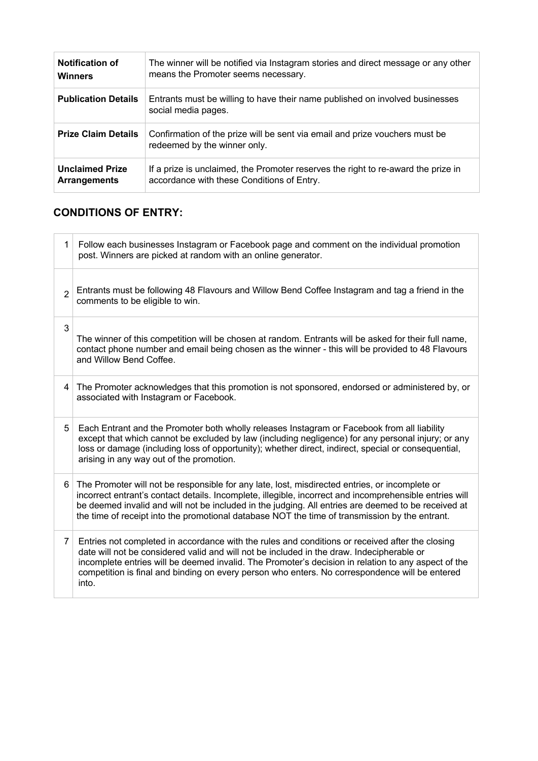| | |
|---|---|
| **Notification of Winners** | The winner will be notified via Instagram stories and direct message or any other means the Promoter seems necessary. |
| **Publication Details** | Entrants must be willing to have their name published on involved businesses social media pages. |
| **Prize Claim Details** | Confirmation of the prize will be sent via email and prize vouchers must be redeemed by the winner only. |
| **Unclaimed Prize Arrangements** | If a prize is unclaimed, the Promoter reserves the right to re-award the prize in accordance with these Conditions of Entry. |

## CONDITIONS OF ENTRY:

| | |
|---|---|
| 1 | Follow each businesses Instagram or Facebook page and comment on the individual promotion post. Winners are picked at random with an online generator. |
| 2 | Entrants must be following 48 Flavours and Willow Bend Coffee Instagram and tag a friend in the comments to be eligible to win. |
| 3 | The winner of this competition will be chosen at random. Entrants will be asked for their full name, contact phone number and email being chosen as the winner - this will be provided to 48 Flavours and Willow Bend Coffee. |
| 4 | The Promoter acknowledges that this promotion is not sponsored, endorsed or administered by, or associated with Instagram or Facebook. |
| 5 | Each Entrant and the Promoter both wholly releases Instagram or Facebook from all liability except that which cannot be excluded by law (including negligence) for any personal injury; or any loss or damage (including loss of opportunity); whether direct, indirect, special or consequential, arising in any way out of the promotion. |
| 6 | The Promoter will not be responsible for any late, lost, misdirected entries, or incomplete or incorrect entrant's contact details. Incomplete, illegible, incorrect and incomprehensible entries will be deemed invalid and will not be included in the judging. All entries are deemed to be received at the time of receipt into the promotional database NOT the time of transmission by the entrant. |
| 7 | Entries not completed in accordance with the rules and conditions or received after the closing date will not be considered valid and will not be included in the draw. Indecipherable or incomplete entries will be deemed invalid. The Promoter's decision in relation to any aspect of the competition is final and binding on every person who enters. No correspondence will be entered into. |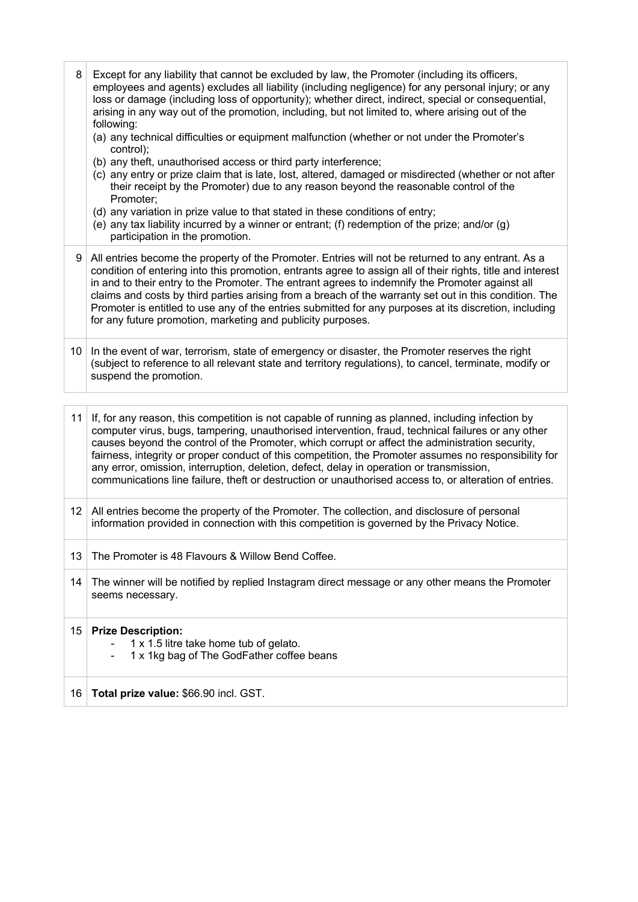| | |
|---|---|
| 8 | Except for any liability that cannot be excluded by law, the Promoter (including its officers, employees and agents) excludes all liability (including negligence) for any personal injury; or any loss or damage (including loss of opportunity); whether direct, indirect, special or consequential, arising in any way out of the promotion, including, but not limited to, where arising out of the following:<br>(a) any technical difficulties or equipment malfunction (whether or not under the Promoter's control);<br>(b) any theft, unauthorised access or third party interference;<br>(c) any entry or prize claim that is late, lost, altered, damaged or misdirected (whether or not after their receipt by the Promoter) due to any reason beyond the reasonable control of the Promoter;<br>(d) any variation in prize value to that stated in these conditions of entry;<br>(e) any tax liability incurred by a winner or entrant; (f) redemption of the prize; and/or (g) participation in the promotion. |
| 9 | All entries become the property of the Promoter. Entries will not be returned to any entrant. As a condition of entering into this promotion, entrants agree to assign all of their rights, title and interest in and to their entry to the Promoter. The entrant agrees to indemnify the Promoter against all claims and costs by third parties arising from a breach of the warranty set out in this condition. The Promoter is entitled to use any of the entries submitted for any purposes at its discretion, including for any future promotion, marketing and publicity purposes. |
| 10 | In the event of war, terrorism, state of emergency or disaster, the Promoter reserves the right (subject to reference to all relevant state and territory regulations), to cancel, terminate, modify or suspend the promotion. |

| | |
|---|---|
| 11 | If, for any reason, this competition is not capable of running as planned, including infection by computer virus, bugs, tampering, unauthorised intervention, fraud, technical failures or any other causes beyond the control of the Promoter, which corrupt or affect the administration security, fairness, integrity or proper conduct of this competition, the Promoter assumes no responsibility for any error, omission, interruption, deletion, defect, delay in operation or transmission, communications line failure, theft or destruction or unauthorised access to, or alteration of entries. |
| 12 | All entries become the property of the Promoter. The collection, and disclosure of personal information provided in connection with this competition is governed by the Privacy Notice. |
| 13 | The Promoter is 48 Flavours & Willow Bend Coffee. |
| 14 | The winner will be notified by replied Instagram direct message or any other means the Promoter seems necessary. |
| 15 | **Prize Description:**<br>- 1 x 1.5 litre take home tub of gelato.<br>- 1 x 1kg bag of The GodFather coffee beans |
| 16 | **Total prize value:** $66.90 incl. GST. |